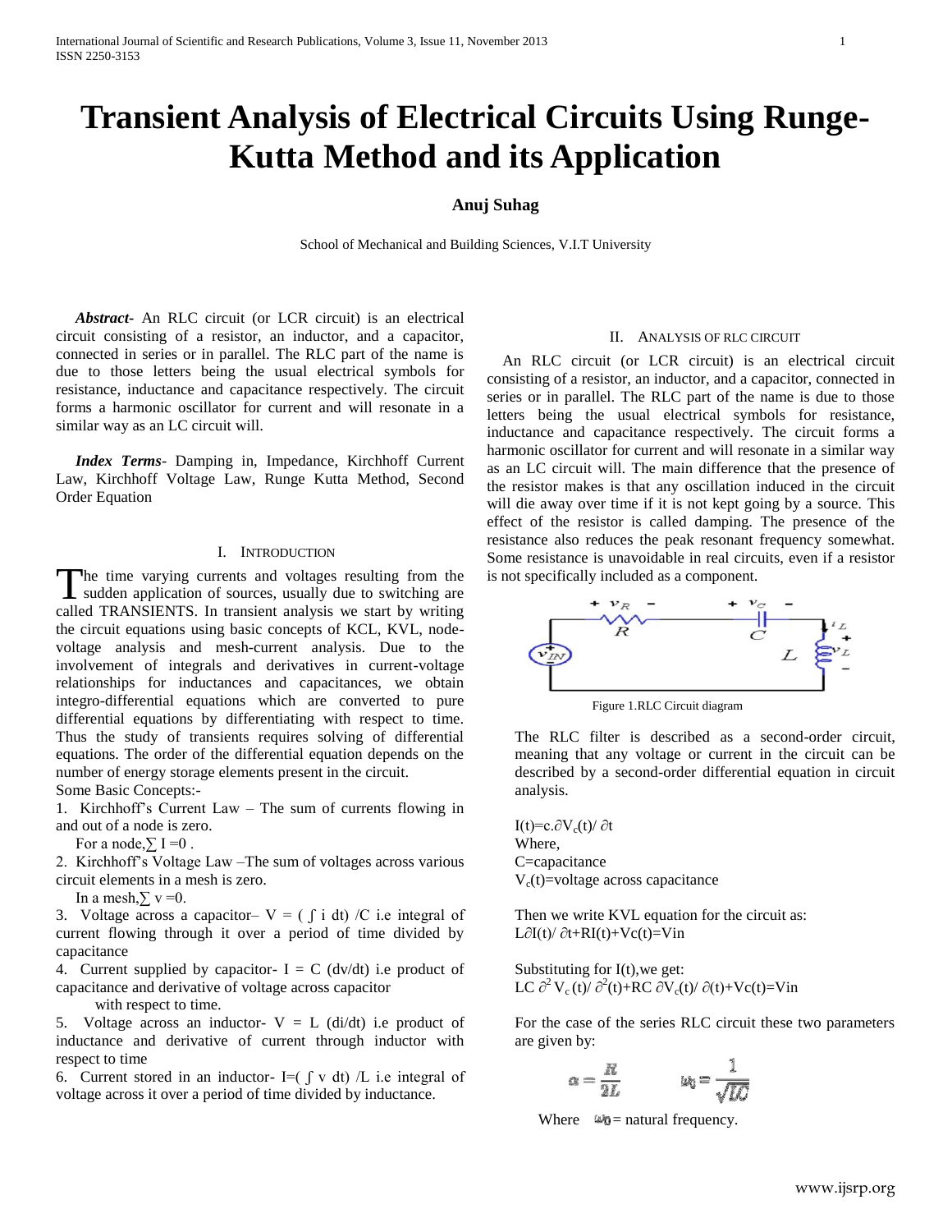// Transient Analysis of Electrical Circuits Using Runge-Kutta Method and its Application

# Transient Analysis of Electrical Circuits Using Runge-Kutta Method and its Application

**Anuj Suhag**

School of Mechanical and Building Sciences, V.I.T University

***Abstract*-** An RLC circuit (or LCR circuit) is an electrical circuit consisting of a resistor, an inductor, and a capacitor, connected in series or in parallel. The RLC part of the name is due to those letters being the usual electrical symbols for resistance, inductance and capacitance respectively. The circuit forms a harmonic oscillator for current and will resonate in a similar way as an LC circuit will.

***Index Terms*-** Damping in, Impedance, Kirchhoff Current Law, Kirchhoff Voltage Law, Runge Kutta Method, Second Order Equation

## I. INTRODUCTION

The time varying currents and voltages resulting from the sudden application of sources, usually due to switching are called TRANSIENTS. In transient analysis we start by writing the circuit equations using basic concepts of KCL, KVL, node-voltage analysis and mesh-current analysis. Due to the involvement of integrals and derivatives in current-voltage relationships for inductances and capacitances, we obtain integro-differential equations which are converted to pure differential equations by differentiating with respect to time. Thus the study of transients requires solving of differential equations. The order of the differential equation depends on the number of energy storage elements present in the circuit.

Some Basic Concepts:-

1. Kirchhoff's Current Law – The sum of currents flowing in and out of a node is zero.
   For a node, $\sum I = 0$ .
2. Kirchhoff's Voltage Law –The sum of voltages across various circuit elements in a mesh is zero.
   In a mesh, $\sum v = 0$.
3. Voltage across a capacitor– $V = (\int i \, dt)/C$ i.e integral of current flowing through it over a period of time divided by capacitance
4. Current supplied by capacitor- $I = C\,(dv/dt)$ i.e product of capacitance and derivative of voltage across capacitor with respect to time.
5. Voltage across an inductor- $V = L\,(di/dt)$ i.e product of inductance and derivative of current through inductor with respect to time
6. Current stored in an inductor- $I = (\int v \, dt)/L$ i.e integral of voltage across it over a period of time divided by inductance.

## II. ANALYSIS OF RLC CIRCUIT

An RLC circuit (or LCR circuit) is an electrical circuit consisting of a resistor, an inductor, and a capacitor, connected in series or in parallel. The RLC part of the name is due to those letters being the usual electrical symbols for resistance, inductance and capacitance respectively. The circuit forms a harmonic oscillator for current and will resonate in a similar way as an LC circuit will. The main difference that the presence of the resistor makes is that any oscillation induced in the circuit will die away over time if it is not kept going by a source. This effect of the resistor is called damping. The presence of the resistance also reduces the peak resonant frequency somewhat. Some resistance is unavoidable in real circuits, even if a resistor is not specifically included as a component.

Figure 1.RLC Circuit diagram

The RLC filter is described as a second-order circuit, meaning that any voltage or current in the circuit can be described by a second-order differential equation in circuit analysis.

$I(t)=c.\partial V_c(t)/\partial t$

Where,

C=capacitance

$V_c(t)$=voltage across capacitance

Then we write KVL equation for the circuit as:

$L\partial I(t)/\partial t+RI(t)+Vc(t)=Vin$

Substituting for I(t),we get:

$LC\,\partial^2 V_c(t)/\partial^2(t)+RC\,\partial V_c(t)/\partial(t)+Vc(t)=Vin$

For the case of the series RLC circuit these two parameters are given by:

$$\alpha = \frac{R}{2L} \qquad \omega_0 = \frac{1}{\sqrt{LC}}$$

Where $\omega_0$ = natural frequency.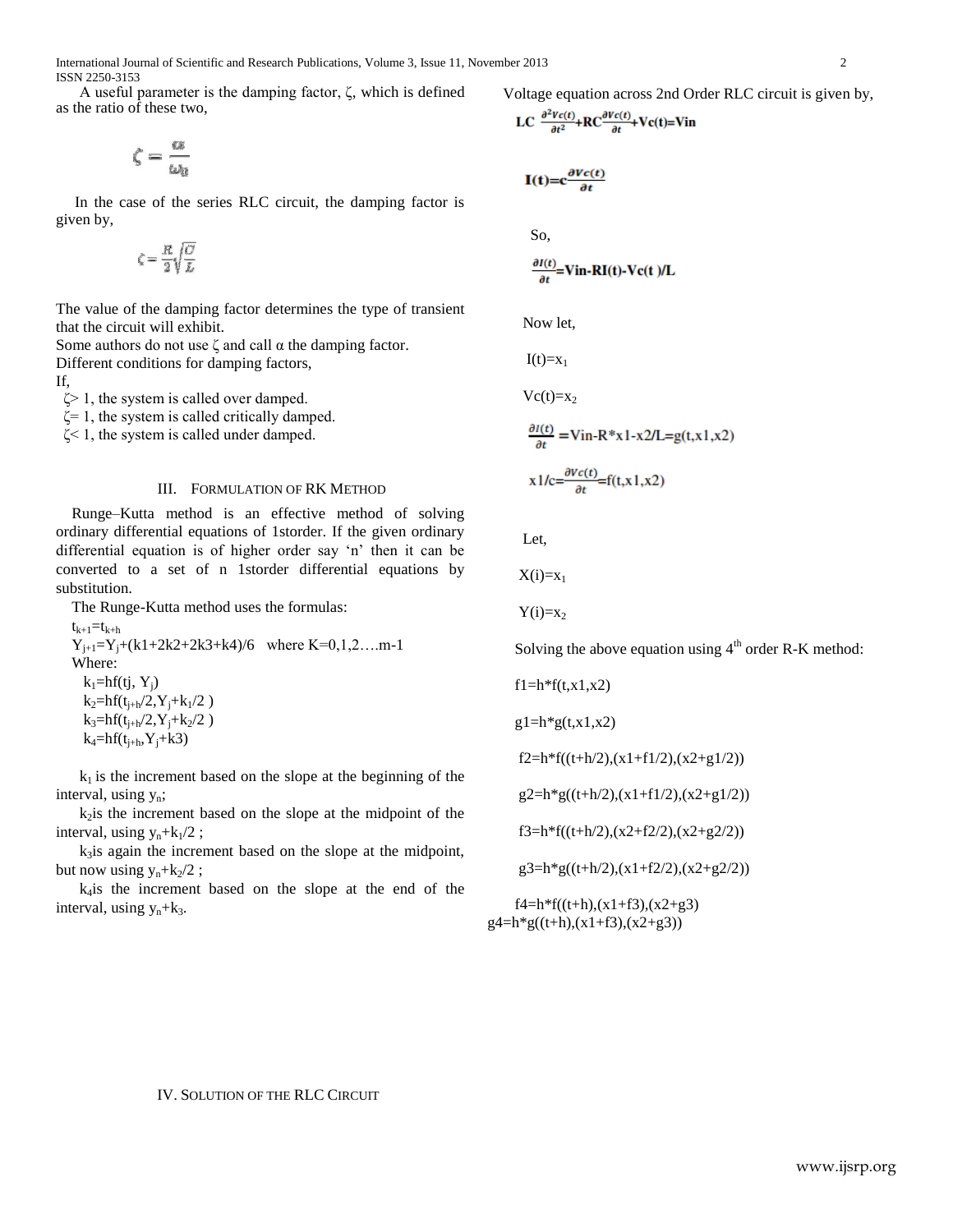A useful parameter is the damping factor, ζ, which is defined as the ratio of these two,

$$\zeta = \frac{\alpha}{\omega_0}$$

In the case of the series RLC circuit, the damping factor is given by,

$$\zeta = \frac{R}{2}\sqrt{\frac{C}{L}}$$

The value of the damping factor determines the type of transient that the circuit will exhibit.
Some authors do not use ζ and call α the damping factor.
Different conditions for damping factors,
If,

$\zeta > 1$, the system is called over damped.
$\zeta = 1$, the system is called critically damped.
$\zeta < 1$, the system is called under damped.

## III. Formulation of RK Method

Runge–Kutta method is an effective method of solving ordinary differential equations of 1storder. If the given ordinary differential equation is of higher order say 'n' then it can be converted to a set of n 1storder differential equations by substitution.

The Runge-Kutta method uses the formulas:

$t_{k+1}=t_{k+h}$

$Y_{j+1}=Y_j+(k1+2k2+2k3+k4)/6$ where K=0,1,2….m-1

Where:

$k_1=hf(tj,\ Y_j)$

$k_2=hf(t_{j+h}/2, Y_j+k_1/2\ )$

$k_3=hf(t_{j+h}/2, Y_j+k_2/2\ )$

$k_4=hf(t_{j+h}, Y_j+k3)$

$k_1$ is the increment based on the slope at the beginning of the interval, using $y_n$;

$k_2$is the increment based on the slope at the midpoint of the interval, using $y_n+k_1/2$ ;

$k_3$is again the increment based on the slope at the midpoint, but now using $y_n+k_2/2$ ;

$k_4$is the increment based on the slope at the end of the interval, using $y_n+k_3$.

Voltage equation across 2nd Order RLC circuit is given by,

$$LC\ \frac{\partial^2 Vc(t)}{\partial t^2}+RC\frac{\partial Vc(t)}{\partial t}+Vc(t)=Vin$$

$$I(t)=c\frac{\partial Vc(t)}{\partial t}$$

So,

$$\frac{\partial I(t)}{\partial t}=Vin-RI(t)-Vc(t\ )/L$$

Now let,

$I(t)=x_1$

$Vc(t)=x_2$

$$\frac{\partial I(t)}{\partial t}=Vin-R*x1-x2/L=g(t,x1,x2)$$

$$x1/c=\frac{\partial Vc(t)}{\partial t}=f(t,x1,x2)$$

Let,

$X(i)=x_1$

$Y(i)=x_2$

Solving the above equation using 4[th] order R-K method:

f1=h*f(t,x1,x2)

g1=h*g(t,x1,x2)

f2=h*f((t+h/2),(x1+f1/2),(x2+g1/2))

g2=h*g((t+h/2),(x1+f1/2),(x2+g1/2))

f3=h*f((t+h/2),(x2+f2/2),(x2+g2/2))

g3=h*g((t+h/2),(x1+f2/2),(x2+g2/2))

f4=h*f((t+h),(x1+f3),(x2+g3)

g4=h*g((t+h),(x1+f3),(x2+g3))

## IV. Solution of the RLC Circuit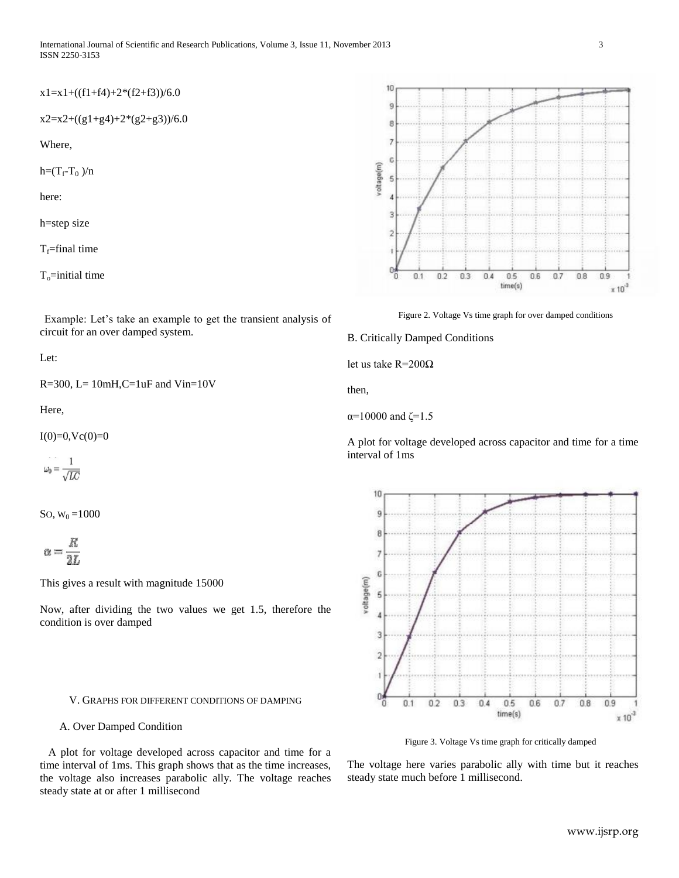x1=x1+((f1+f4)+2*(f2+f3))/6.0

x2=x2+((g1+g4)+2*(g2+g3))/6.0

Where,

$h=(T_f-T_0)/n$

here:

h=step size

$T_f$=final time

$T_o$=initial time

Example: Let's take an example to get the transient analysis of circuit for an over damped system.

Let:

R=300, L= 10mH,C=1uF and Vin=10V

Here,

I(0)=0,Vc(0)=0

$$\omega_0 = \frac{1}{\sqrt{LC}}$$

So, $W_0$ =1000

$$\alpha = \frac{R}{2L}$$

This gives a result with magnitude 15000

Now, after dividing the two values we get 1.5, therefore the condition is over damped

## V. Graphs for Different Conditions of Damping

### A. Over Damped Condition

A plot for voltage developed across capacitor and time for a time interval of 1ms. This graph shows that as the time increases, the voltage also increases parabolic ally. The voltage reaches steady state at or after 1 millisecond

Figure 2. Voltage Vs time graph for over damped conditions

### B. Critically Damped Conditions

let us take R=200Ω

then,

α=10000 and ζ=1.5

A plot for voltage developed across capacitor and time for a time interval of 1ms

Figure 3. Voltage Vs time graph for critically damped

The voltage here varies parabolic ally with time but it reaches steady state much before 1 millisecond.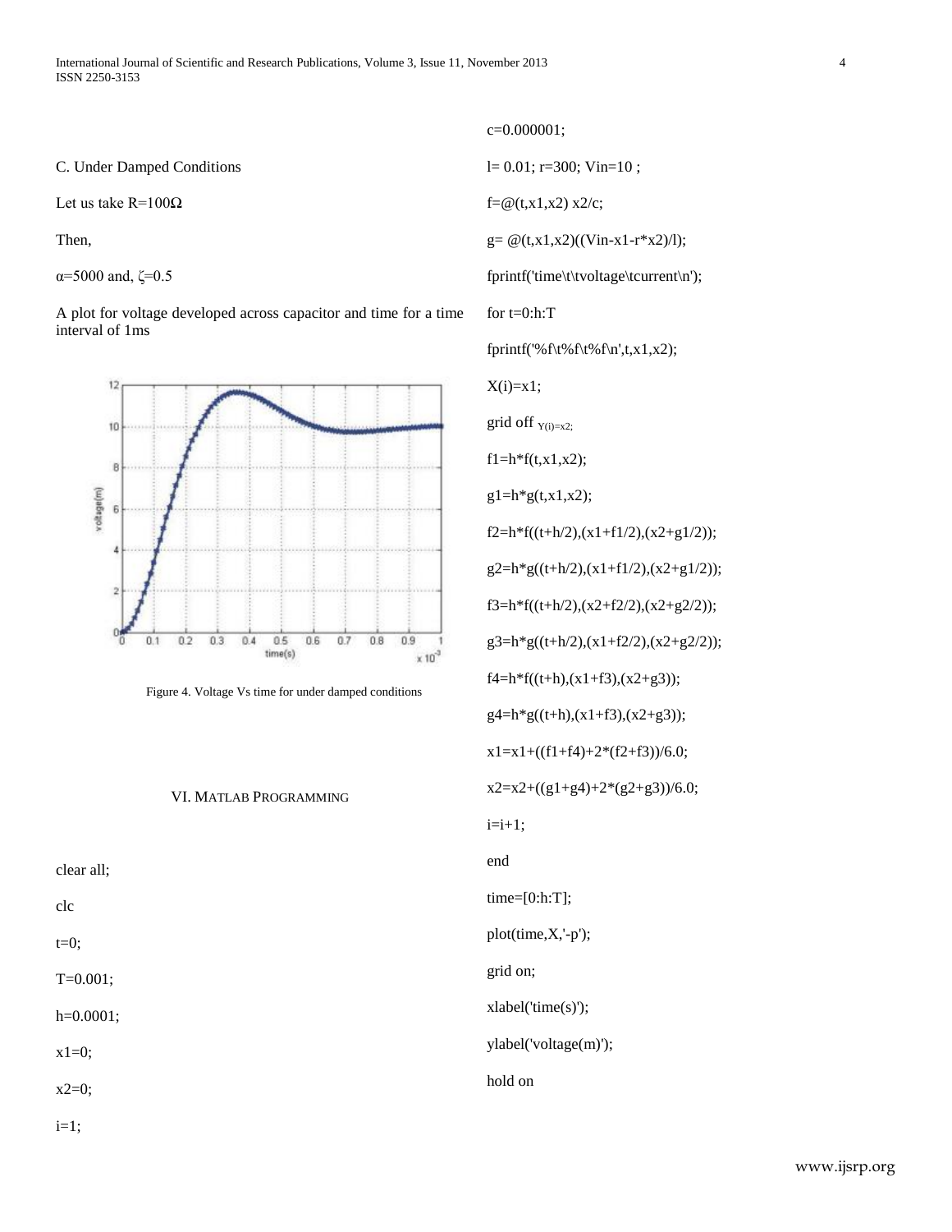C. Under Damped Conditions

Let us take R=100Ω

Then,

α=5000 and, ζ=0.5

A plot for voltage developed across capacitor and time for a time interval of 1ms

Figure 4. Voltage Vs time for under damped conditions

## VI. MATLAB Programming

```
clear all;
clc
t=0;
T=0.001;
h=0.0001;
x1=0;
x2=0;
i=1;
c=0.000001;
l= 0.01; r=300; Vin=10 ;
f=@(t,x1,x2) x2/c;
g= @(t,x1,x2)((Vin-x1-r*x2)/l);
fprintf('time\t\tvoltage\tcurrent\n');
for t=0:h:T
fprintf('%f\t%f\t%f\n',t,x1,x2);
X(i)=x1;
grid off Y(i)=x2;
f1=h*f(t,x1,x2);
g1=h*g(t,x1,x2);
f2=h*f((t+h/2),(x1+f1/2),(x2+g1/2));
g2=h*g((t+h/2),(x1+f1/2),(x2+g1/2));
f3=h*f((t+h/2),(x2+f2/2),(x2+g2/2));
g3=h*g((t+h/2),(x1+f2/2),(x2+g2/2));
f4=h*f((t+h),(x1+f3),(x2+g3));
g4=h*g((t+h),(x1+f3),(x2+g3));
x1=x1+((f1+f4)+2*(f2+f3))/6.0;
x2=x2+((g1+g4)+2*(g2+g3))/6.0;
i=i+1;
end
time=[0:h:T];
plot(time,X,'-p');
grid on;
xlabel('time(s)');
ylabel('voltage(m)');
hold on
```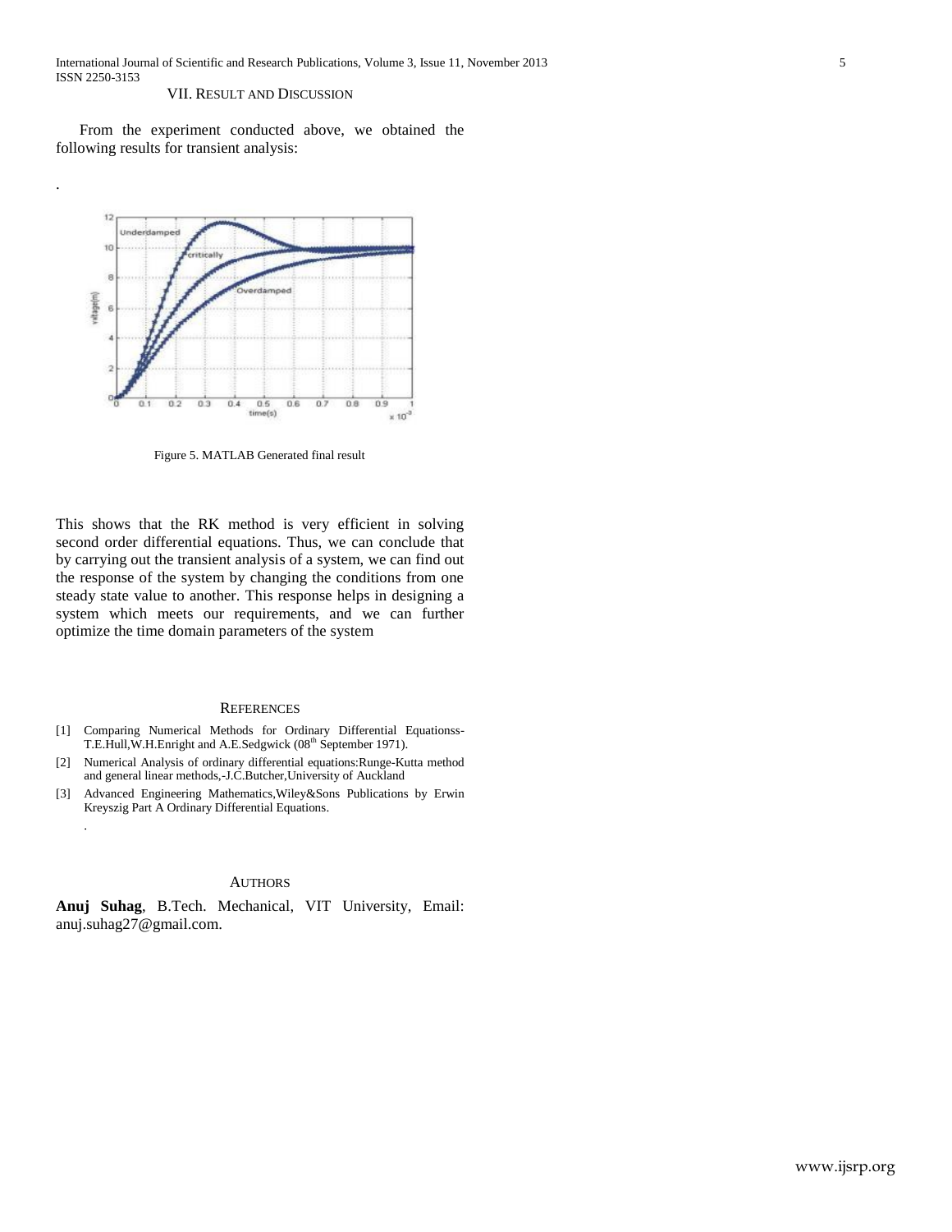## VII. Result and Discussion

From the experiment conducted above, we obtained the following results for transient analysis:

.

12
10
8
6
4
2
0
Underdamped
critically
Overdamped
voltage(v)
0 0.1 0.2 0.3 0.4 0.5 0.6 0.7 0.8 0.9 1
time(s)
x $10^{-3}$

Figure 5. MATLAB Generated final result

This shows that the RK method is very efficient in solving second order differential equations. Thus, we can conclude that by carrying out the transient analysis of a system, we can find out the response of the system by changing the conditions from one steady state value to another. This response helps in designing a system which meets our requirements, and we can further optimize the time domain parameters of the system

## References

[1] Comparing Numerical Methods for Ordinary Differential Equationss- T.E.Hull,W.H.Enright and A.E.Sedgwick (08th September 1971).

[2] Numerical Analysis of ordinary differential equations:Runge-Kutta method and general linear methods,-J.C.Butcher,University of Auckland

[3] Advanced Engineering Mathematics,Wiley&Sons Publications by Erwin Kreyszig Part A Ordinary Differential Equations.

.

## Authors

**Anuj Suhag**, B.Tech. Mechanical, VIT University, Email: anuj.suhag27@gmail.com.